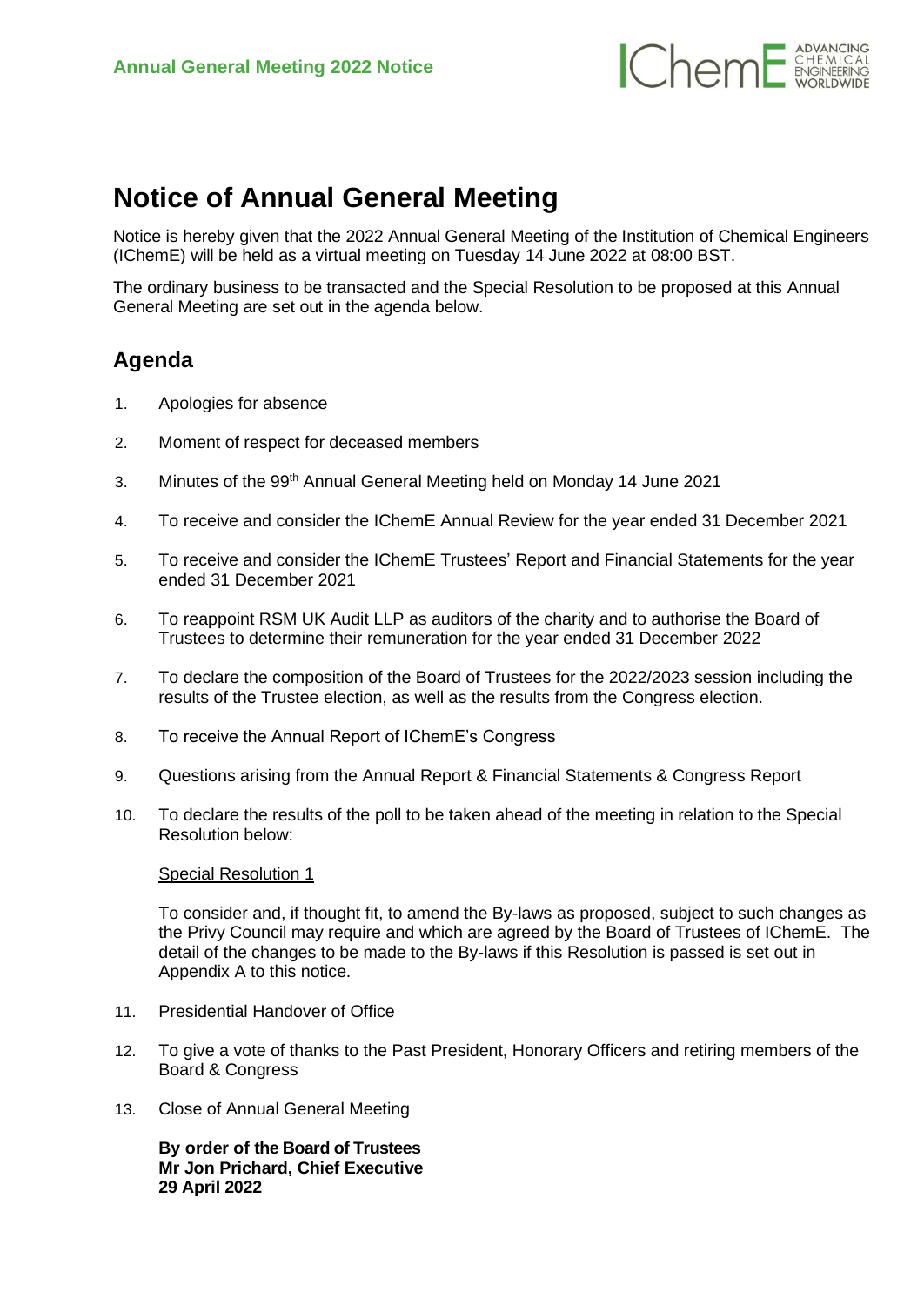# Notice of Annual General Meeting

Notice is hereby given that the 2022 Annual General Meeting of the Institution of Chemical Engineers (IChemE) will be held as a virtual meeting on Tuesday 14 June 2022 at 08:00 BST.

The ordinary business to be transacted and the Special Resolution to be proposed at this Annual General Meeting are set out in the agenda below.

## Agenda

1. Apologies for absence
2. Moment of respect for deceased members
3. Minutes of the 99th Annual General Meeting held on Monday 14 June 2021
4. To receive and consider the IChemE Annual Review for the year ended 31 December 2021
5. To receive and consider the IChemE Trustees' Report and Financial Statements for the year ended 31 December 2021
6. To reappoint RSM UK Audit LLP as auditors of the charity and to authorise the Board of Trustees to determine their remuneration for the year ended 31 December 2022
7. To declare the composition of the Board of Trustees for the 2022/2023 session including the results of the Trustee election, as well as the results from the Congress election.
8. To receive the Annual Report of IChemE's Congress
9. Questions arising from the Annual Report & Financial Statements & Congress Report
10. To declare the results of the poll to be taken ahead of the meeting in relation to the Special Resolution below:

    Special Resolution 1

    To consider and, if thought fit, to amend the By-laws as proposed, subject to such changes as the Privy Council may require and which are agreed by the Board of Trustees of IChemE. The detail of the changes to be made to the By-laws if this Resolution is passed is set out in Appendix A to this notice.

11. Presidential Handover of Office
12. To give a vote of thanks to the Past President, Honorary Officers and retiring members of the Board & Congress
13. Close of Annual General Meeting

**By order of the Board of Trustees**
**Mr Jon Prichard, Chief Executive**
**29 April 2022**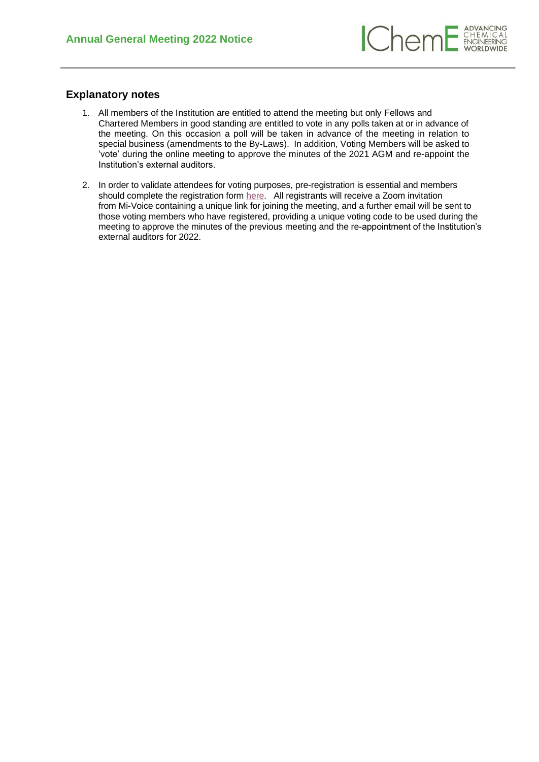## Explanatory notes

1. All members of the Institution are entitled to attend the meeting but only Fellows and Chartered Members in good standing are entitled to vote in any polls taken at or in advance of the meeting. On this occasion a poll will be taken in advance of the meeting in relation to special business (amendments to the By-Laws). In addition, Voting Members will be asked to 'vote' during the online meeting to approve the minutes of the 2021 AGM and re-appoint the Institution's external auditors.

2. In order to validate attendees for voting purposes, pre-registration is essential and members should complete the registration form here. All registrants will receive a Zoom invitation from Mi-Voice containing a unique link for joining the meeting, and a further email will be sent to those voting members who have registered, providing a unique voting code to be used during the meeting to approve the minutes of the previous meeting and the re-appointment of the Institution's external auditors for 2022.